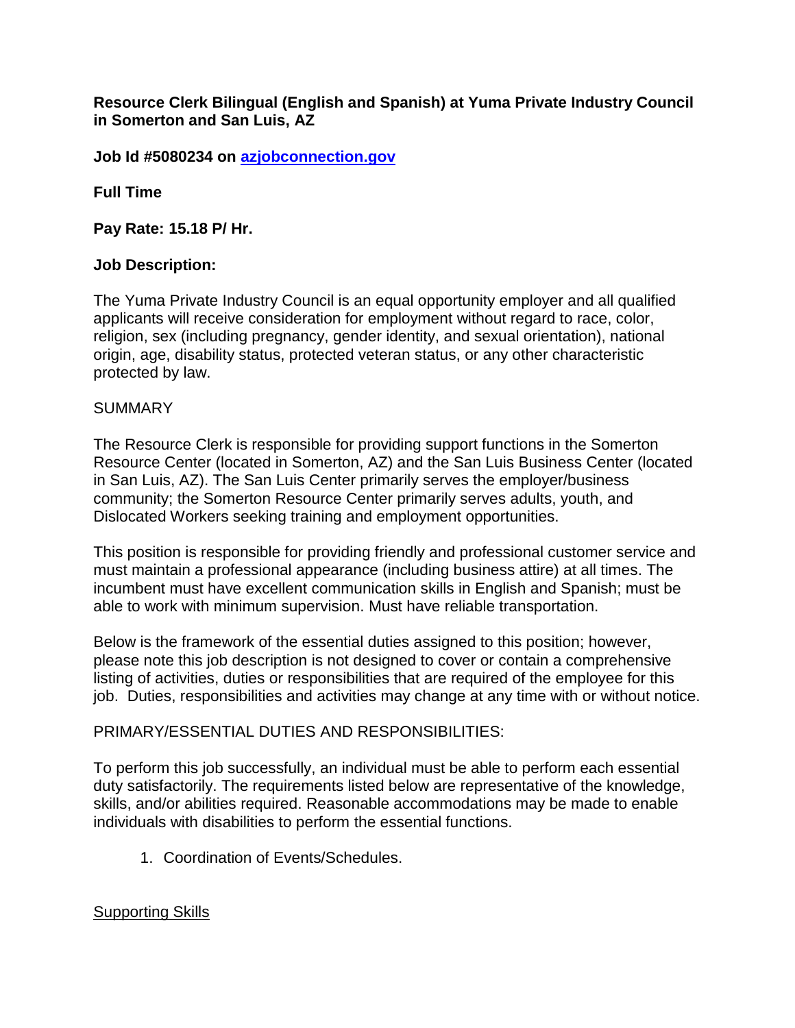**Resource Clerk Bilingual (English and Spanish) at Yuma Private Industry Council in Somerton and San Luis, AZ**

**Job Id #5080234 on [azjobconnection.gov](azjobconnection.gov)**

**Full Time**

**Pay Rate: 15.18 P/ Hr.**

**Job Description:**

The Yuma Private Industry Council is an equal opportunity employer and all qualified applicants will receive consideration for employment without regard to race, color, religion, sex (including pregnancy, gender identity, and sexual orientation), national origin, age, disability status, protected veteran status, or any other characteristic protected by law.

SUMMARY

The Resource Clerk is responsible for providing support functions in the Somerton Resource Center (located in Somerton, AZ) and the San Luis Business Center (located in San Luis, AZ). The San Luis Center primarily serves the employer/business community; the Somerton Resource Center primarily serves adults, youth, and Dislocated Workers seeking training and employment opportunities.

This position is responsible for providing friendly and professional customer service and must maintain a professional appearance (including business attire) at all times. The incumbent must have excellent communication skills in English and Spanish; must be able to work with minimum supervision. Must have reliable transportation.

Below is the framework of the essential duties assigned to this position; however, please note this job description is not designed to cover or contain a comprehensive listing of activities, duties or responsibilities that are required of the employee for this job. Duties, responsibilities and activities may change at any time with or without notice.

PRIMARY/ESSENTIAL DUTIES AND RESPONSIBILITIES:

To perform this job successfully, an individual must be able to perform each essential duty satisfactorily. The requirements listed below are representative of the knowledge, skills, and/or abilities required. Reasonable accommodations may be made to enable individuals with disabilities to perform the essential functions.

1. Coordination of Events/Schedules.

<u>Supporting Skills</u>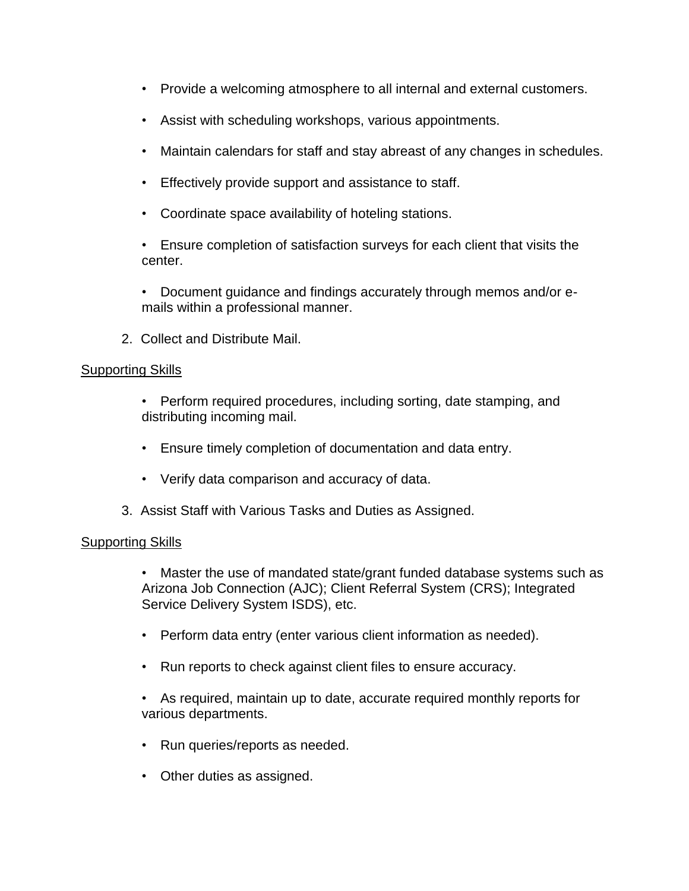- Provide a welcoming atmosphere to all internal and external customers.
- Assist with scheduling workshops, various appointments.
- Maintain calendars for staff and stay abreast of any changes in schedules.
- Effectively provide support and assistance to staff.
- Coordinate space availability of hoteling stations.
- Ensure completion of satisfaction surveys for each client that visits the center.
- Document guidance and findings accurately through memos and/or e-mails within a professional manner.

2. Collect and Distribute Mail.

<u>Supporting Skills</u>

- Perform required procedures, including sorting, date stamping, and distributing incoming mail.
- Ensure timely completion of documentation and data entry.
- Verify data comparison and accuracy of data.

3. Assist Staff with Various Tasks and Duties as Assigned.

<u>Supporting Skills</u>

- Master the use of mandated state/grant funded database systems such as Arizona Job Connection (AJC); Client Referral System (CRS); Integrated Service Delivery System ISDS), etc.
- Perform data entry (enter various client information as needed).
- Run reports to check against client files to ensure accuracy.
- As required, maintain up to date, accurate required monthly reports for various departments.
- Run queries/reports as needed.
- Other duties as assigned.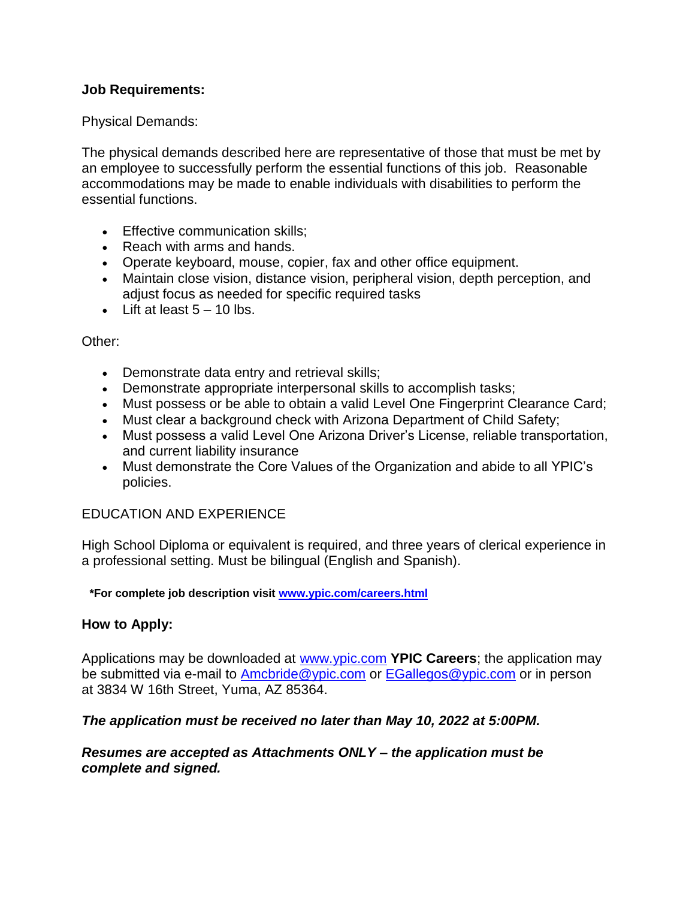**Job Requirements:**

Physical Demands:

The physical demands described here are representative of those that must be met by an employee to successfully perform the essential functions of this job. Reasonable accommodations may be made to enable individuals with disabilities to perform the essential functions.

- Effective communication skills;
- Reach with arms and hands.
- Operate keyboard, mouse, copier, fax and other office equipment.
- Maintain close vision, distance vision, peripheral vision, depth perception, and adjust focus as needed for specific required tasks
- Lift at least 5 – 10 lbs.

Other:

- Demonstrate data entry and retrieval skills;
- Demonstrate appropriate interpersonal skills to accomplish tasks;
- Must possess or be able to obtain a valid Level One Fingerprint Clearance Card;
- Must clear a background check with Arizona Department of Child Safety;
- Must possess a valid Level One Arizona Driver's License, reliable transportation, and current liability insurance
- Must demonstrate the Core Values of the Organization and abide to all YPIC's policies.

EDUCATION AND EXPERIENCE

High School Diploma or equivalent is required, and three years of clerical experience in a professional setting. Must be bilingual (English and Spanish).

**\*For complete job description visit [www.ypic.com/careers.html](www.ypic.com/careers.html)**

**How to Apply:**

Applications may be downloaded at [www.ypic.com](www.ypic.com) **YPIC Careers**; the application may be submitted via e-mail to [Amcbride@ypic.com](mailto:Amcbride@ypic.com) or [EGallegos@ypic.com](mailto:EGallegos@ypic.com) or in person at 3834 W 16th Street, Yuma, AZ 85364.

***The application must be received no later than May 10, 2022 at 5:00PM.***

***Resumes are accepted as Attachments ONLY – the application must be complete and signed.***